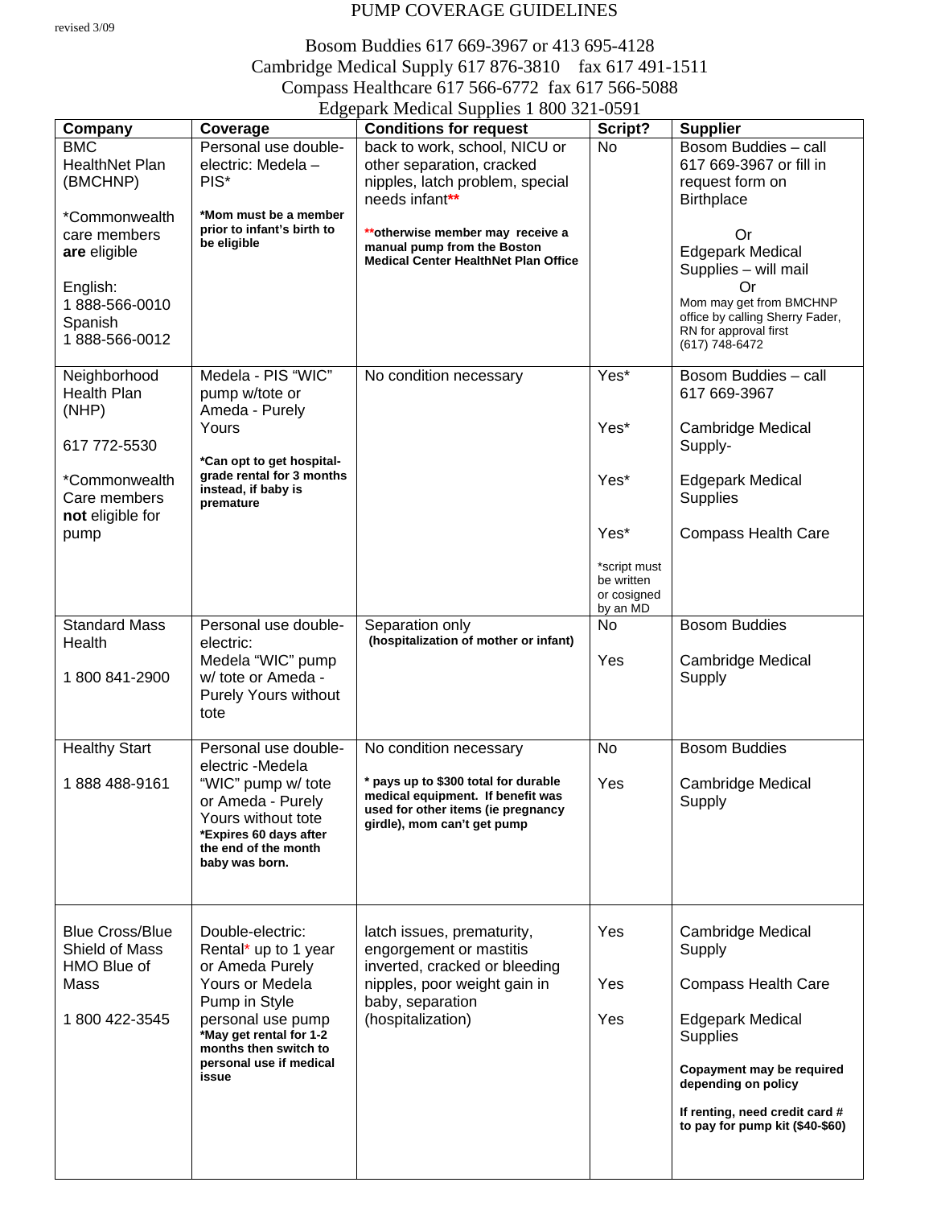revised 3/09

# PUMP COVERAGE GUIDELINES

Bosom Buddies 617 669-3967 or 413 695-4128
Cambridge Medical Supply 617 876-3810 fax 617 491-1511
Compass Healthcare 617 566-6772 fax 617 566-5088
Edgepark Medical Supplies 1 800 321-0591

| Company | Coverage | Conditions for request | Script? | Supplier |
|---|---|---|---|---|
| BMC HealthNet Plan (BMCHNP)<br><br>*Commonwealth care members **are** eligible<br><br>English: 1 888-566-0010<br>Spanish 1 888-566-0012 | Personal use double-electric: Medela – PIS*<br><br>**\*Mom must be a member prior to infant's birth to be eligible** | back to work, school, NICU or other separation, cracked nipples, latch problem, special needs infant**<br><br>**\*\*otherwise member may receive a manual pump from the Boston Medical Center HealthNet Plan Office** | No | Bosom Buddies – call 617 669-3967 or fill in request form on Birthplace<br><br>Or<br><br>Edgepark Medical Supplies – will mail<br>Or<br>Mom may get from BMCHNP office by calling Sherry Fader, RN for approval first (617) 748-6472 |
| Neighborhood Health Plan (NHP)<br><br>617 772-5530<br><br>*Commonwealth Care members **not** eligible for pump | Medela - PIS "WIC" pump w/tote or Ameda - Purely Yours<br><br>**\*Can opt to get hospital-grade rental for 3 months instead, if baby is premature** | No condition necessary | Yes*<br><br>Yes*<br><br>Yes*<br><br>Yes*<br><br>*script must be written or cosigned by an MD | Bosom Buddies – call 617 669-3967<br><br>Cambridge Medical Supply-<br><br>Edgepark Medical Supplies<br><br>Compass Health Care |
| Standard Mass Health<br><br>1 800 841-2900 | Personal use double-electric: Medela "WIC" pump w/ tote or Ameda - Purely Yours without tote | Separation only<br>**(hospitalization of mother or infant)** | No<br><br>Yes | Bosom Buddies<br><br>Cambridge Medical Supply |
| Healthy Start<br><br>1 888 488-9161 | Personal use double-electric -Medela "WIC" pump w/ tote or Ameda - Purely Yours without tote<br>**\*Expires 60 days after the end of the month baby was born.** | No condition necessary<br><br>**\* pays up to $300 total for durable medical equipment. If benefit was used for other items (ie pregnancy girdle), mom can't get pump** | No<br><br>Yes | Bosom Buddies<br><br>Cambridge Medical Supply |
| Blue Cross/Blue Shield of Mass HMO Blue of Mass<br><br>1 800 422-3545 | Double-electric: Rental* up to 1 year or Ameda Purely Yours or Medela Pump in Style personal use pump<br>**\*May get rental for 1-2 months then switch to personal use if medical issue** | latch issues, prematurity, engorgement or mastitis inverted, cracked or bleeding nipples, poor weight gain in baby, separation (hospitalization) | Yes<br><br>Yes<br><br>Yes | Cambridge Medical Supply<br><br>Compass Health Care<br><br>Edgepark Medical Supplies<br><br>**Copayment may be required depending on policy**<br><br>**If renting, need credit card # to pay for pump kit ($40-$60)** |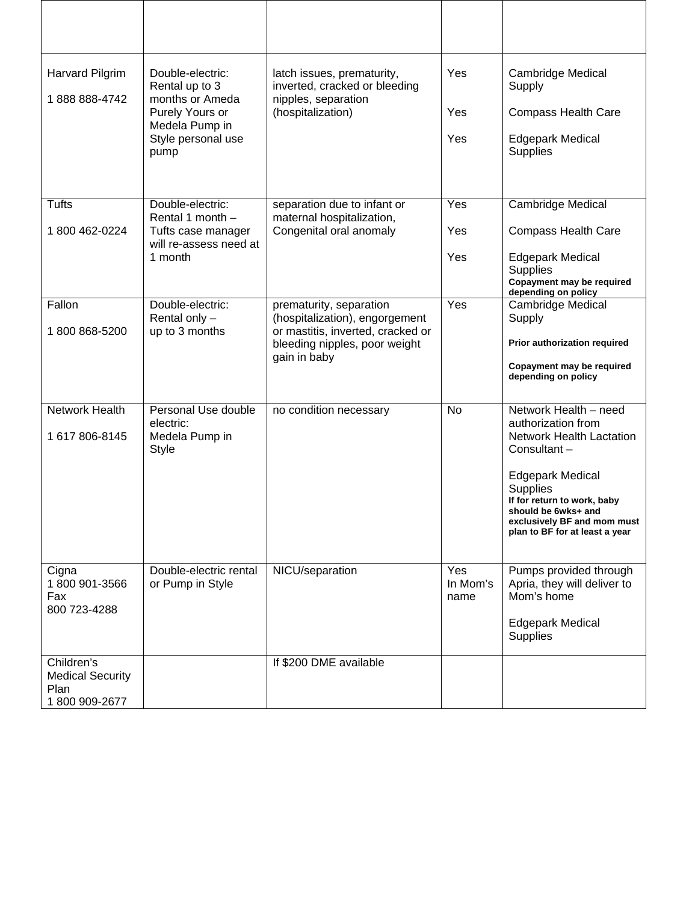| | | | | |
|---|---|---|---|---|
| Harvard Pilgrim<br><br>1 888 888-4742 | Double-electric: Rental up to 3 months or Ameda Purely Yours or Medela Pump in Style personal use pump | latch issues, prematurity, inverted, cracked or bleeding nipples, separation (hospitalization) | Yes<br><br>Yes<br><br>Yes | Cambridge Medical Supply<br><br>Compass Health Care<br><br>Edgepark Medical Supplies |
| Tufts<br><br>1 800 462-0224 | Double-electric: Rental 1 month – Tufts case manager will re-assess need at 1 month | separation due to infant or maternal hospitalization, Congenital oral anomaly | Yes<br><br>Yes<br><br>Yes | Cambridge Medical<br><br>Compass Health Care<br><br>Edgepark Medical Supplies<br>**Copayment may be required depending on policy** |
| Fallon<br><br>1 800 868-5200 | Double-electric: Rental only – up to 3 months | prematurity, separation (hospitalization), engorgement or mastitis, inverted, cracked or bleeding nipples, poor weight gain in baby | Yes | Cambridge Medical Supply<br><br>**Prior authorization required**<br><br>**Copayment may be required depending on policy** |
| Network Health<br><br>1 617 806-8145 | Personal Use double electric: Medela Pump in Style | no condition necessary | No | Network Health – need authorization from Network Health Lactation Consultant –<br><br>Edgepark Medical Supplies<br>**If for return to work, baby should be 6wks+ and exclusively BF and mom must plan to BF for at least a year** |
| Cigna<br>1 800 901-3566<br>Fax<br>800 723-4288 | Double-electric rental or Pump in Style | NICU/separation | Yes<br>In Mom's name | Pumps provided through Apria, they will deliver to Mom's home<br><br>Edgepark Medical Supplies |
| Children's Medical Security Plan<br>1 800 909-2677 | | If $200 DME available | | |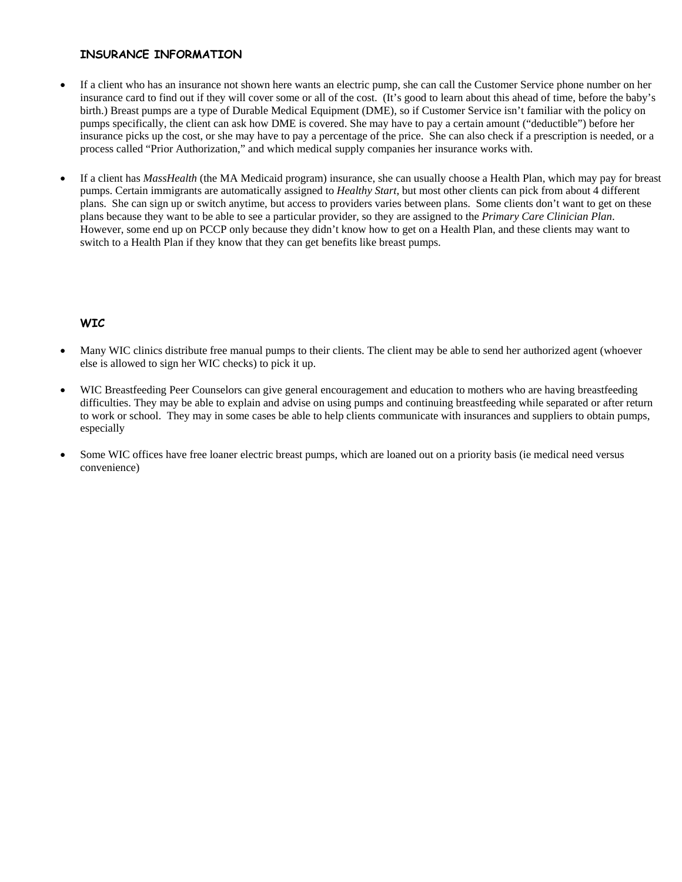## INSURANCE INFORMATION

- If a client who has an insurance not shown here wants an electric pump, she can call the Customer Service phone number on her insurance card to find out if they will cover some or all of the cost. (It's good to learn about this ahead of time, before the baby's birth.) Breast pumps are a type of Durable Medical Equipment (DME), so if Customer Service isn't familiar with the policy on pumps specifically, the client can ask how DME is covered. She may have to pay a certain amount ("deductible") before her insurance picks up the cost, or she may have to pay a percentage of the price. She can also check if a prescription is needed, or a process called "Prior Authorization," and which medical supply companies her insurance works with.

- If a client has *MassHealth* (the MA Medicaid program) insurance, she can usually choose a Health Plan, which may pay for breast pumps. Certain immigrants are automatically assigned to *Healthy Start,* but most other clients can pick from about 4 different plans. She can sign up or switch anytime, but access to providers varies between plans. Some clients don't want to get on these plans because they want to be able to see a particular provider, so they are assigned to the *Primary Care Clinician Plan*. However, some end up on PCCP only because they didn't know how to get on a Health Plan, and these clients may want to switch to a Health Plan if they know that they can get benefits like breast pumps.

## WIC

- Many WIC clinics distribute free manual pumps to their clients. The client may be able to send her authorized agent (whoever else is allowed to sign her WIC checks) to pick it up.

- WIC Breastfeeding Peer Counselors can give general encouragement and education to mothers who are having breastfeeding difficulties. They may be able to explain and advise on using pumps and continuing breastfeeding while separated or after return to work or school. They may in some cases be able to help clients communicate with insurances and suppliers to obtain pumps, especially

- Some WIC offices have free loaner electric breast pumps, which are loaned out on a priority basis (ie medical need versus convenience)